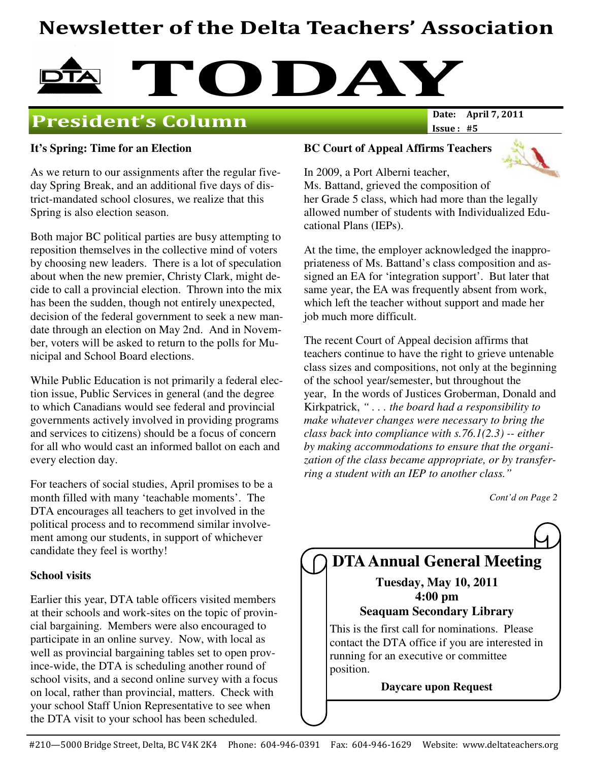# Newsletter of the Delta Teachers' Association

# TODAY

## President's Column

**Date:** April 7, 2011
**Issue:** #5

### It's Spring: Time for an Election

As we return to our assignments after the regular five-day Spring Break, and an additional five days of district-mandated school closures, we realize that this Spring is also election season.

Both major BC political parties are busy attempting to reposition themselves in the collective mind of voters by choosing new leaders. There is a lot of speculation about when the new premier, Christy Clark, might decide to call a provincial election. Thrown into the mix has been the sudden, though not entirely unexpected, decision of the federal government to seek a new mandate through an election on May 2nd. And in November, voters will be asked to return to the polls for Municipal and School Board elections.

While Public Education is not primarily a federal election issue, Public Services in general (and the degree to which Canadians would see federal and provincial governments actively involved in providing programs and services to citizens) should be a focus of concern for all who would cast an informed ballot on each and every election day.

For teachers of social studies, April promises to be a month filled with many 'teachable moments'. The DTA encourages all teachers to get involved in the political process and to recommend similar involvement among our students, in support of whichever candidate they feel is worthy!

### School visits

Earlier this year, DTA table officers visited members at their schools and work-sites on the topic of provincial bargaining. Members were also encouraged to participate in an online survey. Now, with local as well as provincial bargaining tables set to open province-wide, the DTA is scheduling another round of school visits, and a second online survey with a focus on local, rather than provincial, matters. Check with your school Staff Union Representative to see when the DTA visit to your school has been scheduled.

### BC Court of Appeal Affirms Teachers

In 2009, a Port Alberni teacher, Ms. Battand, grieved the composition of her Grade 5 class, which had more than the legally allowed number of students with Individualized Educational Plans (IEPs).

At the time, the employer acknowledged the inappropriateness of Ms. Battand's class composition and assigned an EA for 'integration support'. But later that same year, the EA was frequently absent from work, which left the teacher without support and made her job much more difficult.

The recent Court of Appeal decision affirms that teachers continue to have the right to grieve untenable class sizes and compositions, not only at the beginning of the school year/semester, but throughout the year, In the words of Justices Groberman, Donald and Kirkpatrick, *" . . . the board had a responsibility to make whatever changes were necessary to bring the class back into compliance with s.76.1(2.3) -- either by making accommodations to ensure that the organization of the class became appropriate, or by transferring a student with an IEP to another class."*

*Cont'd on Page 2*

## DTA Annual General Meeting

**Tuesday, May 10, 2011**
**4:00 pm**
**Seaquam Secondary Library**

This is the first call for nominations. Please contact the DTA office if you are interested in running for an executive or committee position.

**Daycare upon Request**

#210—5000 Bridge Street, Delta, BC V4K 2K4 Phone: 604-946-0391 Fax: 604-946-1629 Website: www.deltateachers.org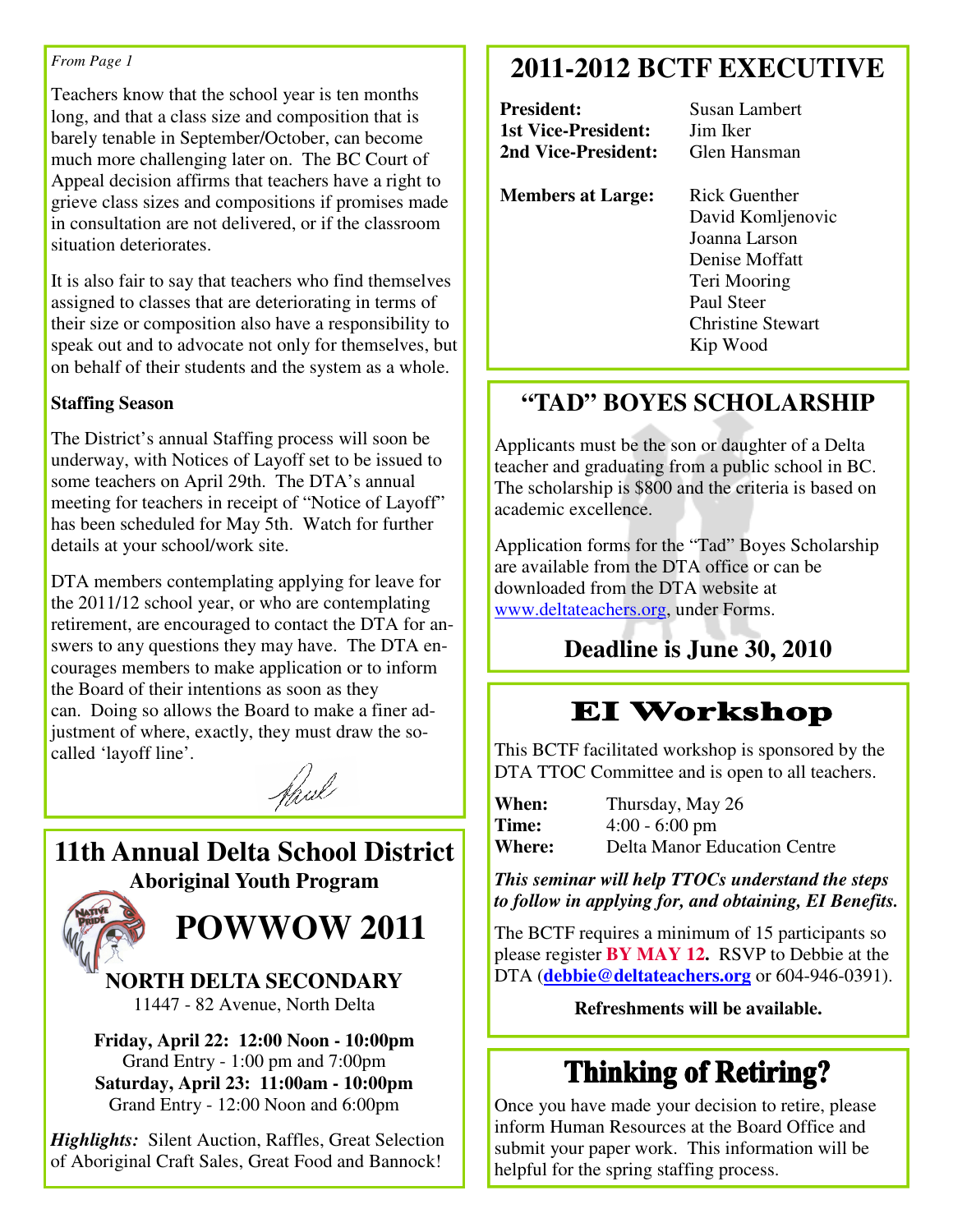*From Page 1*

Teachers know that the school year is ten months long, and that a class size and composition that is barely tenable in September/October, can become much more challenging later on. The BC Court of Appeal decision affirms that teachers have a right to grieve class sizes and compositions if promises made in consultation are not delivered, or if the classroom situation deteriorates.

It is also fair to say that teachers who find themselves assigned to classes that are deteriorating in terms of their size or composition also have a responsibility to speak out and to advocate not only for themselves, but on behalf of their students and the system as a whole.

**Staffing Season**

The District's annual Staffing process will soon be underway, with Notices of Layoff set to be issued to some teachers on April 29th. The DTA's annual meeting for teachers in receipt of "Notice of Layoff" has been scheduled for May 5th. Watch for further details at your school/work site.

DTA members contemplating applying for leave for the 2011/12 school year, or who are contemplating retirement, are encouraged to contact the DTA for answers to any questions they may have. The DTA encourages members to make application or to inform the Board of their intentions as soon as they can. Doing so allows the Board to make a finer adjustment of where, exactly, they must draw the so-called 'layoff line'.

Paul

## 11th Annual Delta School District

### Aboriginal Youth Program

# POWWOW 2011

**NORTH DELTA SECONDARY**
11447 - 82 Avenue, North Delta

**Friday, April 22: 12:00 Noon - 10:00pm**
Grand Entry - 1:00 pm and 7:00pm
**Saturday, April 23: 11:00am - 10:00pm**
Grand Entry - 12:00 Noon and 6:00pm

***Highlights:*** Silent Auction, Raffles, Great Selection of Aboriginal Craft Sales, Great Food and Bannock!

## 2011-2012 BCTF EXECUTIVE

| | |
|---|---|
| **President:** | Susan Lambert |
| **1st Vice-President:** | Jim Iker |
| **2nd Vice-President:** | Glen Hansman |
| **Members at Large:** | Rick Guenther |
| | David Komljenovic |
| | Joanna Larson |
| | Denise Moffatt |
| | Teri Mooring |
| | Paul Steer |
| | Christine Stewart |
| | Kip Wood |

## "TAD" BOYES SCHOLARSHIP

Applicants must be the son or daughter of a Delta teacher and graduating from a public school in BC. The scholarship is $800 and the criteria is based on academic excellence.

Application forms for the "Tad" Boyes Scholarship are available from the DTA office or can be downloaded from the DTA website at www.deltateachers.org, under Forms.

**Deadline is June 30, 2010**

## EI Workshop

This BCTF facilitated workshop is sponsored by the DTA TTOC Committee and is open to all teachers.

| | |
|---|---|
| **When:** | Thursday, May 26 |
| **Time:** | 4:00 - 6:00 pm |
| **Where:** | Delta Manor Education Centre |

***This seminar will help TTOCs understand the steps to follow in applying for, and obtaining, EI Benefits.***

The BCTF requires a minimum of 15 participants so please register **BY MAY 12.** RSVP to Debbie at the DTA (**debbie@deltateachers.org** or 604-946-0391).

**Refreshments will be available.**

## Thinking of Retiring?

Once you have made your decision to retire, please inform Human Resources at the Board Office and submit your paper work. This information will be helpful for the spring staffing process.